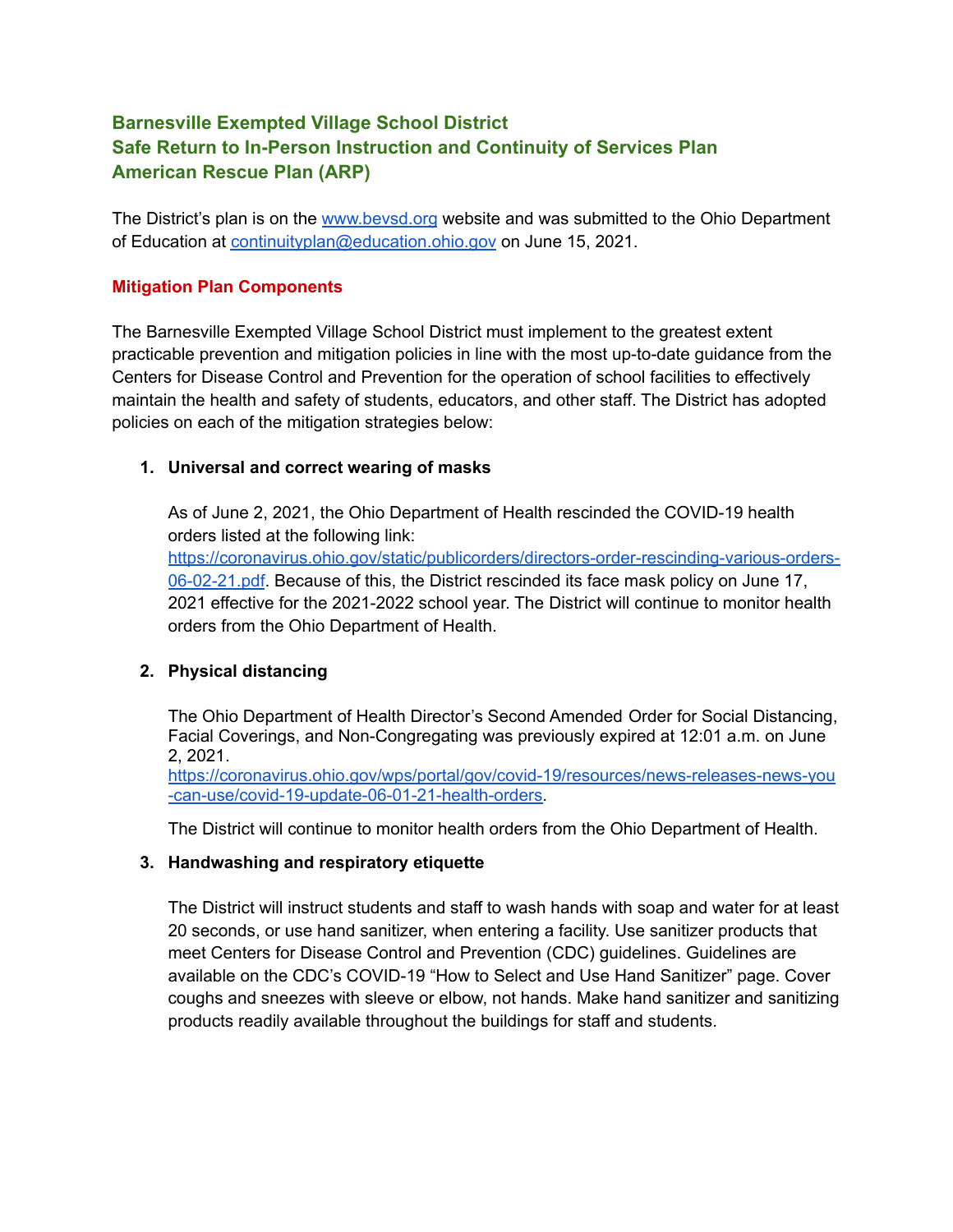# Barnesville Exempted Village School District
# Safe Return to In-Person Instruction and Continuity of Services Plan
# American Rescue Plan (ARP)

The District's plan is on the [www.bevsd.org](http://www.bevsd.org) website and was submitted to the Ohio Department of Education at [continuityplan@education.ohio.gov](mailto:continuityplan@education.ohio.gov) on June 15, 2021.

## Mitigation Plan Components

The Barnesville Exempted Village School District must implement to the greatest extent practicable prevention and mitigation policies in line with the most up-to-date guidance from the Centers for Disease Control and Prevention for the operation of school facilities to effectively maintain the health and safety of students, educators, and other staff. The District has adopted policies on each of the mitigation strategies below:

1. **Universal and correct wearing of masks**

   As of June 2, 2021, the Ohio Department of Health rescinded the COVID-19 health orders listed at the following link: [https://coronavirus.ohio.gov/static/publicorders/directors-order-rescinding-various-orders-06-02-21.pdf](https://coronavirus.ohio.gov/static/publicorders/directors-order-rescinding-various-orders-06-02-21.pdf). Because of this, the District rescinded its face mask policy on June 17, 2021 effective for the 2021-2022 school year. The District will continue to monitor health orders from the Ohio Department of Health.

2. **Physical distancing**

   The Ohio Department of Health Director's Second Amended Order for Social Distancing, Facial Coverings, and Non-Congregating was previously expired at 12:01 a.m. on June 2, 2021.
   [https://coronavirus.ohio.gov/wps/portal/gov/covid-19/resources/news-releases-news-you-can-use/covid-19-update-06-01-21-health-orders](https://coronavirus.ohio.gov/wps/portal/gov/covid-19/resources/news-releases-news-you-can-use/covid-19-update-06-01-21-health-orders).

   The District will continue to monitor health orders from the Ohio Department of Health.

3. **Handwashing and respiratory etiquette**

   The District will instruct students and staff to wash hands with soap and water for at least 20 seconds, or use hand sanitizer, when entering a facility. Use sanitizer products that meet Centers for Disease Control and Prevention (CDC) guidelines. Guidelines are available on the CDC's COVID-19 "How to Select and Use Hand Sanitizer" page. Cover coughs and sneezes with sleeve or elbow, not hands. Make hand sanitizer and sanitizing products readily available throughout the buildings for staff and students.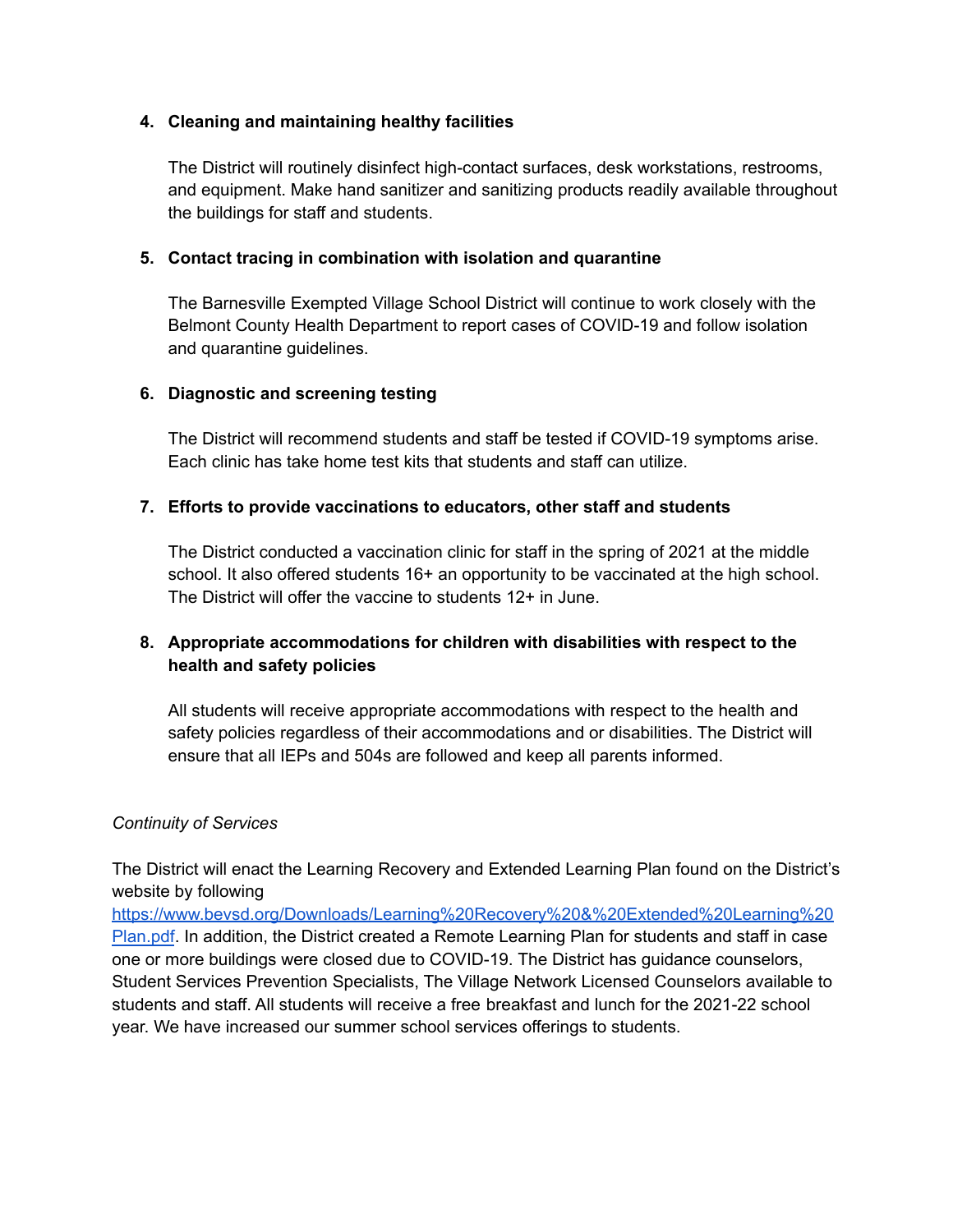4. **Cleaning and maintaining healthy facilities**

   The District will routinely disinfect high-contact surfaces, desk workstations, restrooms, and equipment. Make hand sanitizer and sanitizing products readily available throughout the buildings for staff and students.

5. **Contact tracing in combination with isolation and quarantine**

   The Barnesville Exempted Village School District will continue to work closely with the Belmont County Health Department to report cases of COVID-19 and follow isolation and quarantine guidelines.

6. **Diagnostic and screening testing**

   The District will recommend students and staff be tested if COVID-19 symptoms arise. Each clinic has take home test kits that students and staff can utilize.

7. **Efforts to provide vaccinations to educators, other staff and students**

   The District conducted a vaccination clinic for staff in the spring of 2021 at the middle school. It also offered students 16+ an opportunity to be vaccinated at the high school. The District will offer the vaccine to students 12+ in June.

8. **Appropriate accommodations for children with disabilities with respect to the health and safety policies**

   All students will receive appropriate accommodations with respect to the health and safety policies regardless of their accommodations and or disabilities. The District will ensure that all IEPs and 504s are followed and keep all parents informed.

*Continuity of Services*

The District will enact the Learning Recovery and Extended Learning Plan found on the District's website by following [https://www.bevsd.org/Downloads/Learning%20Recovery%20&%20Extended%20Learning%20Plan.pdf](https://www.bevsd.org/Downloads/Learning%20Recovery%20&%20Extended%20Learning%20Plan.pdf). In addition, the District created a Remote Learning Plan for students and staff in case one or more buildings were closed due to COVID-19. The District has guidance counselors, Student Services Prevention Specialists, The Village Network Licensed Counselors available to students and staff. All students will receive a free breakfast and lunch for the 2021-22 school year. We have increased our summer school services offerings to students.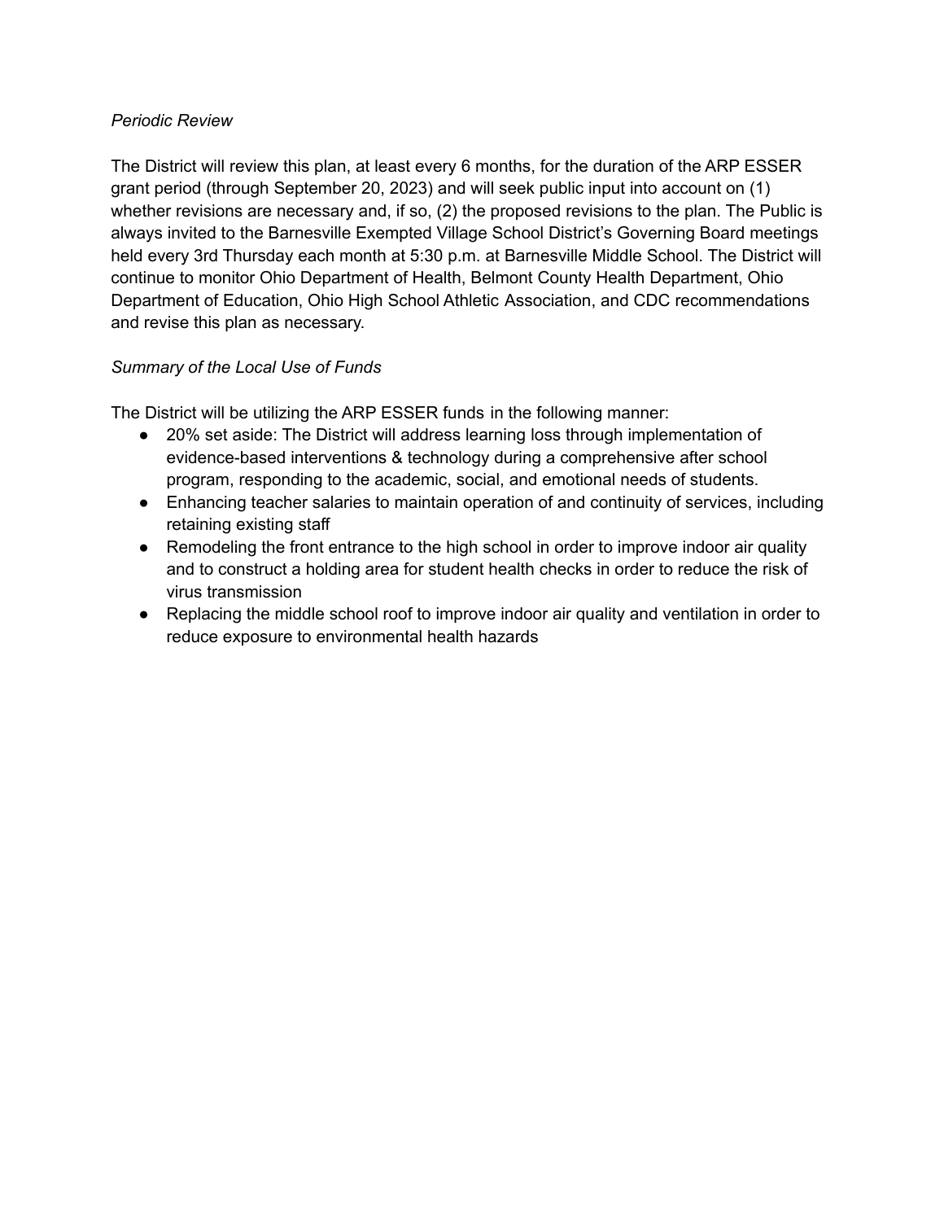*Periodic Review*

The District will review this plan, at least every 6 months, for the duration of the ARP ESSER grant period (through September 20, 2023) and will seek public input into account on (1) whether revisions are necessary and, if so, (2) the proposed revisions to the plan. The Public is always invited to the Barnesville Exempted Village School District's Governing Board meetings held every 3rd Thursday each month at 5:30 p.m. at Barnesville Middle School. The District will continue to monitor Ohio Department of Health, Belmont County Health Department, Ohio Department of Education, Ohio High School Athletic Association, and CDC recommendations and revise this plan as necessary.

*Summary of the Local Use of Funds*

The District will be utilizing the ARP ESSER funds in the following manner:

- 20% set aside: The District will address learning loss through implementation of evidence-based interventions & technology during a comprehensive after school program, responding to the academic, social, and emotional needs of students.
- Enhancing teacher salaries to maintain operation of and continuity of services, including retaining existing staff
- Remodeling the front entrance to the high school in order to improve indoor air quality and to construct a holding area for student health checks in order to reduce the risk of virus transmission
- Replacing the middle school roof to improve indoor air quality and ventilation in order to reduce exposure to environmental health hazards